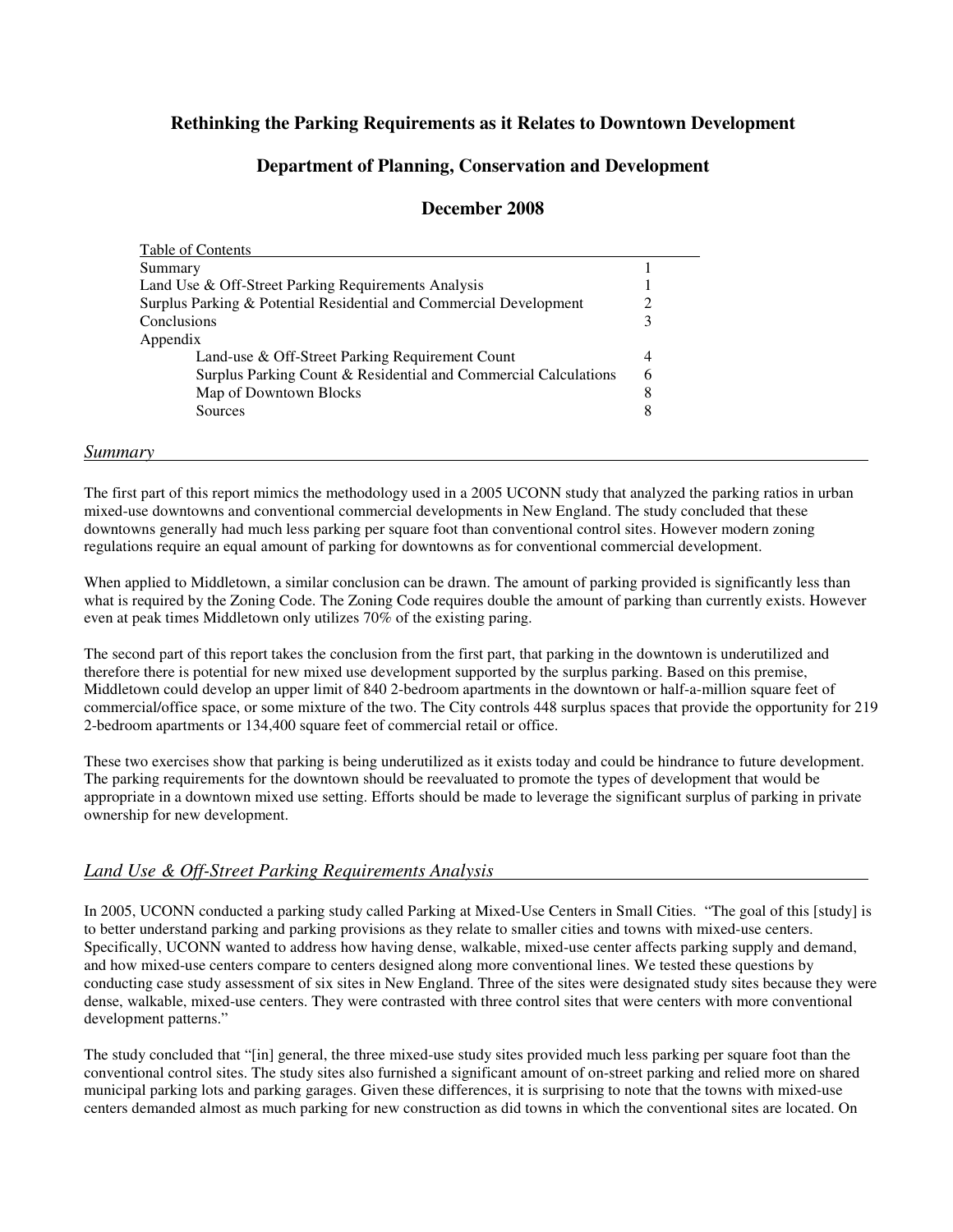# Rethinking the Parking Requirements as it Relates to Downtown Development

## Department of Planning, Conservation and Development

## December 2008

| Table of Contents | |
|---|---|
| Summary | 1 |
| Land Use & Off-Street Parking Requirements Analysis | 1 |
| Surplus Parking & Potential Residential and Commercial Development | 2 |
| Conclusions | 3 |
| Appendix | |
| Land-use & Off-Street Parking Requirement Count | 4 |
| Surplus Parking Count & Residential and Commercial Calculations | 6 |
| Map of Downtown Blocks | 8 |
| Sources | 8 |

### *Summary*

The first part of this report mimics the methodology used in a 2005 UCONN study that analyzed the parking ratios in urban mixed-use downtowns and conventional commercial developments in New England. The study concluded that these downtowns generally had much less parking per square foot than conventional control sites. However modern zoning regulations require an equal amount of parking for downtowns as for conventional commercial development.

When applied to Middletown, a similar conclusion can be drawn. The amount of parking provided is significantly less than what is required by the Zoning Code. The Zoning Code requires double the amount of parking than currently exists. However even at peak times Middletown only utilizes 70% of the existing paring.

The second part of this report takes the conclusion from the first part, that parking in the downtown is underutilized and therefore there is potential for new mixed use development supported by the surplus parking. Based on this premise, Middletown could develop an upper limit of 840 2-bedroom apartments in the downtown or half-a-million square feet of commercial/office space, or some mixture of the two. The City controls 448 surplus spaces that provide the opportunity for 219 2-bedroom apartments or 134,400 square feet of commercial retail or office.

These two exercises show that parking is being underutilized as it exists today and could be hindrance to future development. The parking requirements for the downtown should be reevaluated to promote the types of development that would be appropriate in a downtown mixed use setting. Efforts should be made to leverage the significant surplus of parking in private ownership for new development.

### *Land Use & Off-Street Parking Requirements Analysis*

In 2005, UCONN conducted a parking study called Parking at Mixed-Use Centers in Small Cities. "The goal of this [study] is to better understand parking and parking provisions as they relate to smaller cities and towns with mixed-use centers. Specifically, UCONN wanted to address how having dense, walkable, mixed-use center affects parking supply and demand, and how mixed-use centers compare to centers designed along more conventional lines. We tested these questions by conducting case study assessment of six sites in New England. Three of the sites were designated study sites because they were dense, walkable, mixed-use centers. They were contrasted with three control sites that were centers with more conventional development patterns."

The study concluded that "[in] general, the three mixed-use study sites provided much less parking per square foot than the conventional control sites. The study sites also furnished a significant amount of on-street parking and relied more on shared municipal parking lots and parking garages. Given these differences, it is surprising to note that the towns with mixed-use centers demanded almost as much parking for new construction as did towns in which the conventional sites are located. On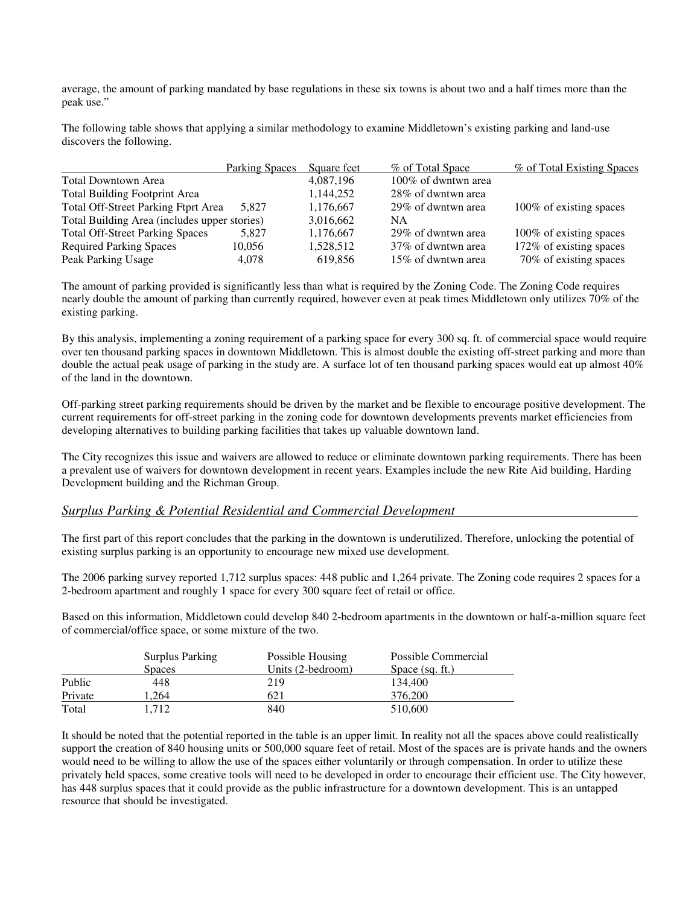average, the amount of parking mandated by base regulations in these six towns is about two and a half times more than the peak use."

The following table shows that applying a similar methodology to examine Middletown's existing parking and land-use discovers the following.

| | Parking Spaces | Square feet | % of Total Space | % of Total Existing Spaces |
|---|---|---|---|---|
| Total Downtown Area | | 4,087,196 | 100% of dwntwn area | |
| Total Building Footprint Area | | 1,144,252 | 28% of dwntwn area | |
| Total Off-Street Parking Ftprt Area | 5,827 | 1,176,667 | 29% of dwntwn area | 100% of existing spaces |
| Total Building Area (includes upper stories) | | 3,016,662 | NA | |
| Total Off-Street Parking Spaces | 5,827 | 1,176,667 | 29% of dwntwn area | 100% of existing spaces |
| Required Parking Spaces | 10,056 | 1,528,512 | 37% of dwntwn area | 172% of existing spaces |
| Peak Parking Usage | 4,078 | 619,856 | 15% of dwntwn area | 70% of existing spaces |

The amount of parking provided is significantly less than what is required by the Zoning Code. The Zoning Code requires nearly double the amount of parking than currently required, however even at peak times Middletown only utilizes 70% of the existing parking.

By this analysis, implementing a zoning requirement of a parking space for every 300 sq. ft. of commercial space would require over ten thousand parking spaces in downtown Middletown. This is almost double the existing off-street parking and more than double the actual peak usage of parking in the study are. A surface lot of ten thousand parking spaces would eat up almost 40% of the land in the downtown.

Off-parking street parking requirements should be driven by the market and be flexible to encourage positive development. The current requirements for off-street parking in the zoning code for downtown developments prevents market efficiencies from developing alternatives to building parking facilities that takes up valuable downtown land.

The City recognizes this issue and waivers are allowed to reduce or eliminate downtown parking requirements. There has been a prevalent use of waivers for downtown development in recent years. Examples include the new Rite Aid building, Harding Development building and the Richman Group.

### *Surplus Parking & Potential Residential and Commercial Development*

The first part of this report concludes that the parking in the downtown is underutilized. Therefore, unlocking the potential of existing surplus parking is an opportunity to encourage new mixed use development.

The 2006 parking survey reported 1,712 surplus spaces: 448 public and 1,264 private. The Zoning code requires 2 spaces for a 2-bedroom apartment and roughly 1 space for every 300 square feet of retail or office.

Based on this information, Middletown could develop 840 2-bedroom apartments in the downtown or half-a-million square feet of commercial/office space, or some mixture of the two.

| | Surplus Parking Spaces | Possible Housing Units (2-bedroom) | Possible Commercial Space (sq. ft.) |
|---|---|---|---|
| Public | 448 | 219 | 134,400 |
| Private | 1,264 | 621 | 376,200 |
| Total | 1,712 | 840 | 510,600 |

It should be noted that the potential reported in the table is an upper limit. In reality not all the spaces above could realistically support the creation of 840 housing units or 500,000 square feet of retail. Most of the spaces are is private hands and the owners would need to be willing to allow the use of the spaces either voluntarily or through compensation. In order to utilize these privately held spaces, some creative tools will need to be developed in order to encourage their efficient use. The City however, has 448 surplus spaces that it could provide as the public infrastructure for a downtown development. This is an untapped resource that should be investigated.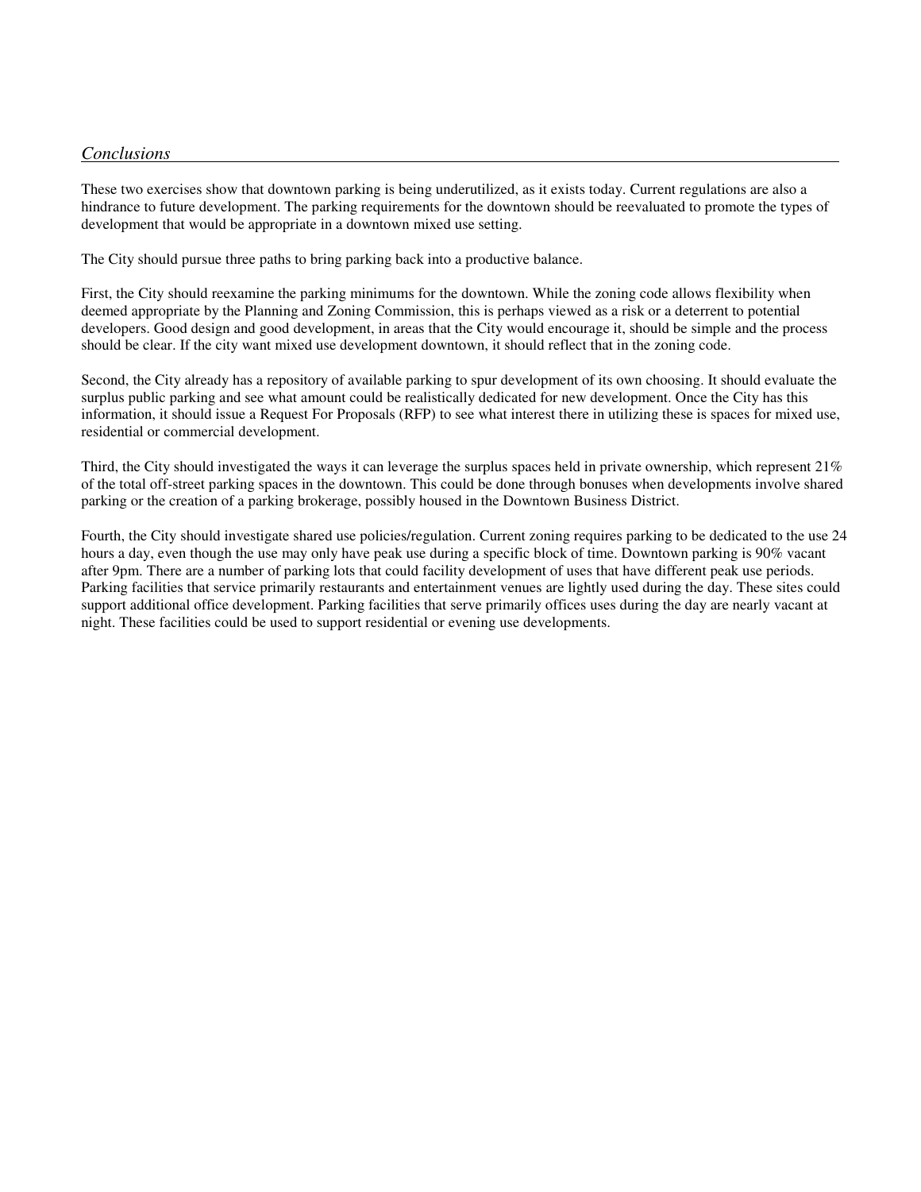*Conclusions*

These two exercises show that downtown parking is being underutilized, as it exists today. Current regulations are also a hindrance to future development. The parking requirements for the downtown should be reevaluated to promote the types of development that would be appropriate in a downtown mixed use setting.

The City should pursue three paths to bring parking back into a productive balance.

First, the City should reexamine the parking minimums for the downtown. While the zoning code allows flexibility when deemed appropriate by the Planning and Zoning Commission, this is perhaps viewed as a risk or a deterrent to potential developers. Good design and good development, in areas that the City would encourage it, should be simple and the process should be clear. If the city want mixed use development downtown, it should reflect that in the zoning code.

Second, the City already has a repository of available parking to spur development of its own choosing. It should evaluate the surplus public parking and see what amount could be realistically dedicated for new development. Once the City has this information, it should issue a Request For Proposals (RFP) to see what interest there in utilizing these is spaces for mixed use, residential or commercial development.

Third, the City should investigated the ways it can leverage the surplus spaces held in private ownership, which represent 21% of the total off-street parking spaces in the downtown. This could be done through bonuses when developments involve shared parking or the creation of a parking brokerage, possibly housed in the Downtown Business District.

Fourth, the City should investigate shared use policies/regulation. Current zoning requires parking to be dedicated to the use 24 hours a day, even though the use may only have peak use during a specific block of time. Downtown parking is 90% vacant after 9pm. There are a number of parking lots that could facility development of uses that have different peak use periods. Parking facilities that service primarily restaurants and entertainment venues are lightly used during the day. These sites could support additional office development. Parking facilities that serve primarily offices uses during the day are nearly vacant at night. These facilities could be used to support residential or evening use developments.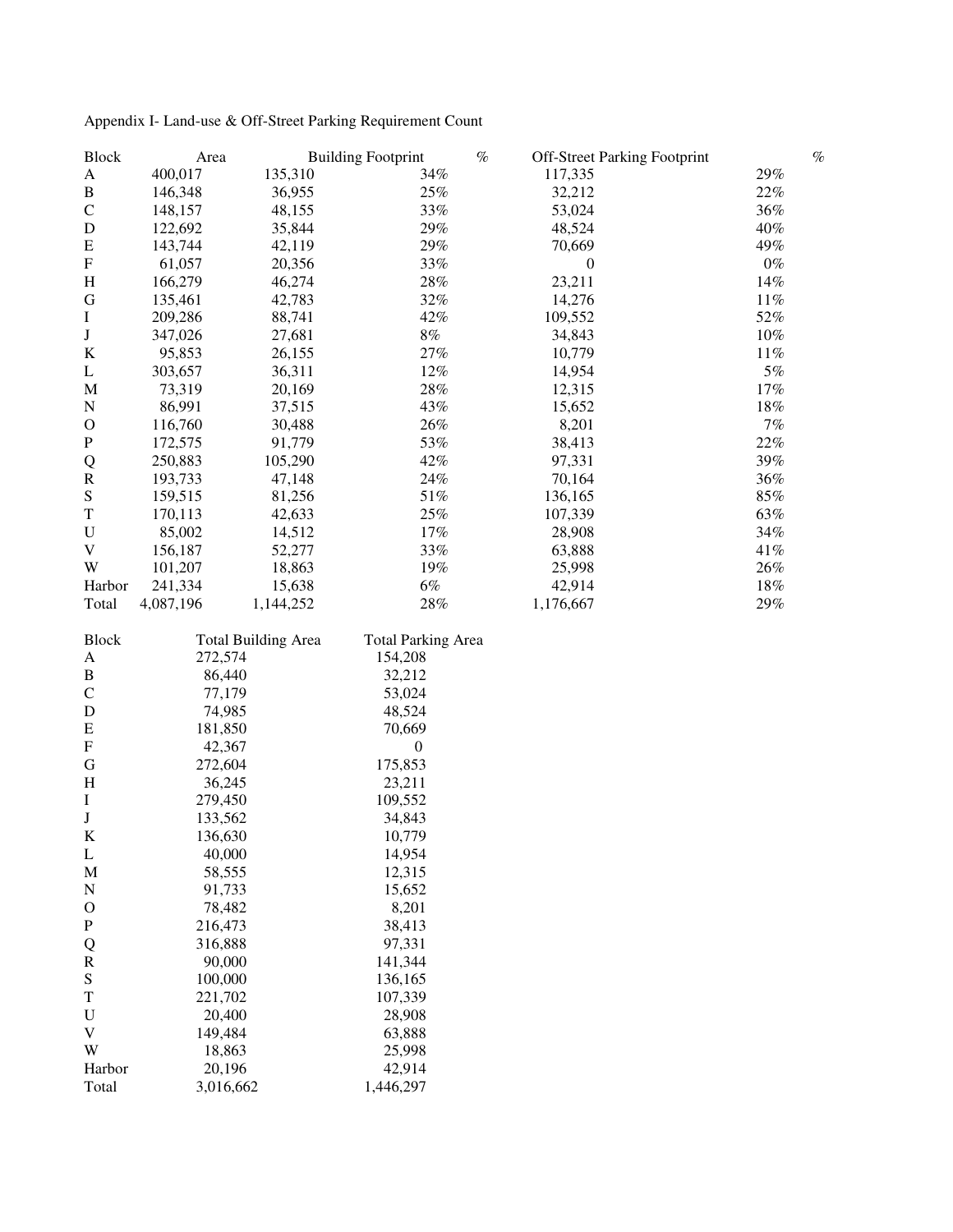Appendix I- Land-use & Off-Street Parking Requirement Count

| Block | Area | Building Footprint | % | Off-Street Parking Footprint | % |
|---|---|---|---|---|---|
| A | 400,017 | 135,310 | 34% | 117,335 | 29% |
| B | 146,348 | 36,955 | 25% | 32,212 | 22% |
| C | 148,157 | 48,155 | 33% | 53,024 | 36% |
| D | 122,692 | 35,844 | 29% | 48,524 | 40% |
| E | 143,744 | 42,119 | 29% | 70,669 | 49% |
| F | 61,057 | 20,356 | 33% | 0 | 0% |
| H | 166,279 | 46,274 | 28% | 23,211 | 14% |
| G | 135,461 | 42,783 | 32% | 14,276 | 11% |
| I | 209,286 | 88,741 | 42% | 109,552 | 52% |
| J | 347,026 | 27,681 | 8% | 34,843 | 10% |
| K | 95,853 | 26,155 | 27% | 10,779 | 11% |
| L | 303,657 | 36,311 | 12% | 14,954 | 5% |
| M | 73,319 | 20,169 | 28% | 12,315 | 17% |
| N | 86,991 | 37,515 | 43% | 15,652 | 18% |
| O | 116,760 | 30,488 | 26% | 8,201 | 7% |
| P | 172,575 | 91,779 | 53% | 38,413 | 22% |
| Q | 250,883 | 105,290 | 42% | 97,331 | 39% |
| R | 193,733 | 47,148 | 24% | 70,164 | 36% |
| S | 159,515 | 81,256 | 51% | 136,165 | 85% |
| T | 170,113 | 42,633 | 25% | 107,339 | 63% |
| U | 85,002 | 14,512 | 17% | 28,908 | 34% |
| V | 156,187 | 52,277 | 33% | 63,888 | 41% |
| W | 101,207 | 18,863 | 19% | 25,998 | 26% |
| Harbor | 241,334 | 15,638 | 6% | 42,914 | 18% |
| Total | 4,087,196 | 1,144,252 | 28% | 1,176,667 | 29% |

| Block | Total Building Area | Total Parking Area |
|---|---|---|
| A | 272,574 | 154,208 |
| B | 86,440 | 32,212 |
| C | 77,179 | 53,024 |
| D | 74,985 | 48,524 |
| E | 181,850 | 70,669 |
| F | 42,367 | 0 |
| G | 272,604 | 175,853 |
| H | 36,245 | 23,211 |
| I | 279,450 | 109,552 |
| J | 133,562 | 34,843 |
| K | 136,630 | 10,779 |
| L | 40,000 | 14,954 |
| M | 58,555 | 12,315 |
| N | 91,733 | 15,652 |
| O | 78,482 | 8,201 |
| P | 216,473 | 38,413 |
| Q | 316,888 | 97,331 |
| R | 90,000 | 141,344 |
| S | 100,000 | 136,165 |
| T | 221,702 | 107,339 |
| U | 20,400 | 28,908 |
| V | 149,484 | 63,888 |
| W | 18,863 | 25,998 |
| Harbor | 20,196 | 42,914 |
| Total | 3,016,662 | 1,446,297 |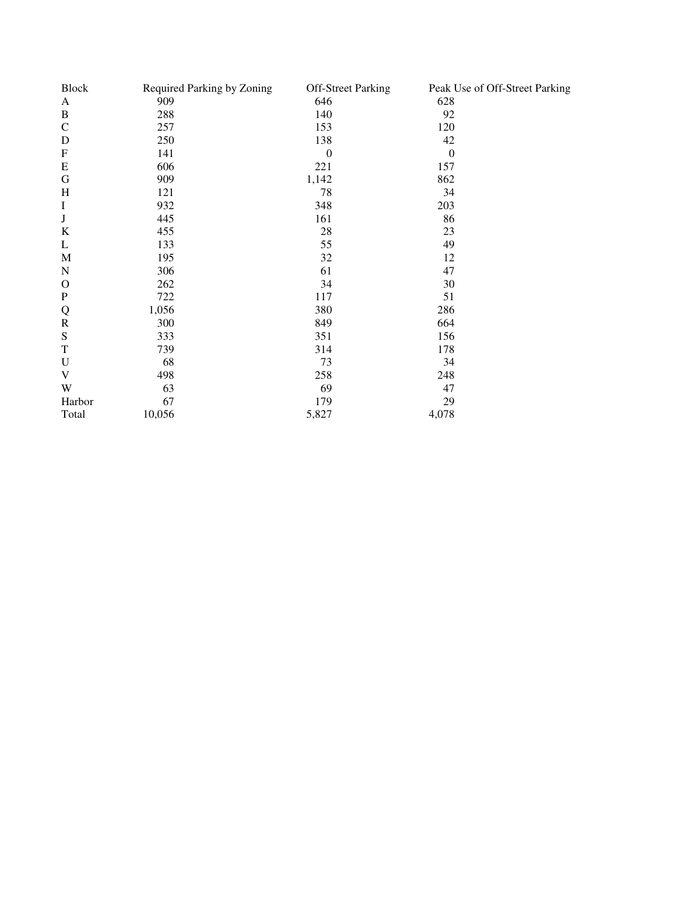| Block | Required Parking by Zoning | Off-Street Parking | Peak Use of Off-Street Parking |
|---|---|---|---|
| A | 909 | 646 | 628 |
| B | 288 | 140 | 92 |
| C | 257 | 153 | 120 |
| D | 250 | 138 | 42 |
| F | 141 | 0 | 0 |
| E | 606 | 221 | 157 |
| G | 909 | 1,142 | 862 |
| H | 121 | 78 | 34 |
| I | 932 | 348 | 203 |
| J | 445 | 161 | 86 |
| K | 455 | 28 | 23 |
| L | 133 | 55 | 49 |
| M | 195 | 32 | 12 |
| N | 306 | 61 | 47 |
| O | 262 | 34 | 30 |
| P | 722 | 117 | 51 |
| Q | 1,056 | 380 | 286 |
| R | 300 | 849 | 664 |
| S | 333 | 351 | 156 |
| T | 739 | 314 | 178 |
| U | 68 | 73 | 34 |
| V | 498 | 258 | 248 |
| W | 63 | 69 | 47 |
| Harbor | 67 | 179 | 29 |
| Total | 10,056 | 5,827 | 4,078 |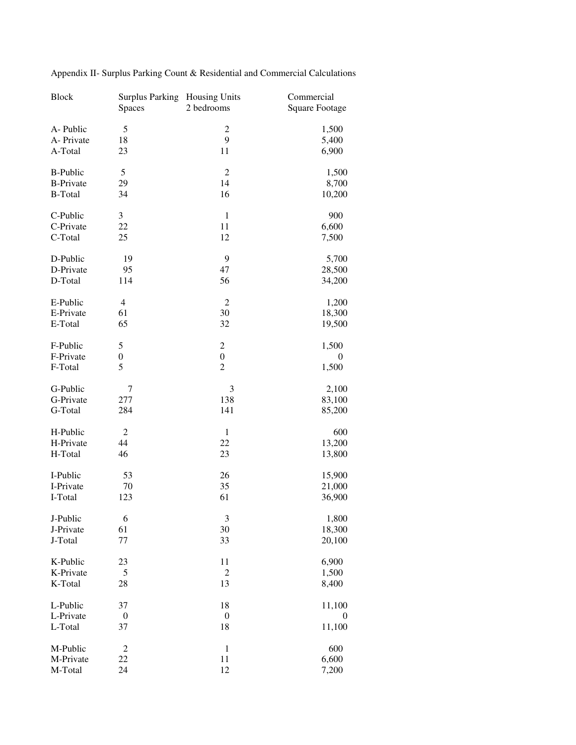Appendix II- Surplus Parking Count & Residential and Commercial Calculations

| Block | Surplus Parking Spaces | Housing Units 2 bedrooms | Commercial Square Footage |
|---|---|---|---|
| A- Public | 5 | 2 | 1,500 |
| A- Private | 18 | 9 | 5,400 |
| A-Total | 23 | 11 | 6,900 |
| B-Public | 5 | 2 | 1,500 |
| B-Private | 29 | 14 | 8,700 |
| B-Total | 34 | 16 | 10,200 |
| C-Public | 3 | 1 | 900 |
| C-Private | 22 | 11 | 6,600 |
| C-Total | 25 | 12 | 7,500 |
| D-Public | 19 | 9 | 5,700 |
| D-Private | 95 | 47 | 28,500 |
| D-Total | 114 | 56 | 34,200 |
| E-Public | 4 | 2 | 1,200 |
| E-Private | 61 | 30 | 18,300 |
| E-Total | 65 | 32 | 19,500 |
| F-Public | 5 | 2 | 1,500 |
| F-Private | 0 | 0 | 0 |
| F-Total | 5 | 2 | 1,500 |
| G-Public | 7 | 3 | 2,100 |
| G-Private | 277 | 138 | 83,100 |
| G-Total | 284 | 141 | 85,200 |
| H-Public | 2 | 1 | 600 |
| H-Private | 44 | 22 | 13,200 |
| H-Total | 46 | 23 | 13,800 |
| I-Public | 53 | 26 | 15,900 |
| I-Private | 70 | 35 | 21,000 |
| I-Total | 123 | 61 | 36,900 |
| J-Public | 6 | 3 | 1,800 |
| J-Private | 61 | 30 | 18,300 |
| J-Total | 77 | 33 | 20,100 |
| K-Public | 23 | 11 | 6,900 |
| K-Private | 5 | 2 | 1,500 |
| K-Total | 28 | 13 | 8,400 |
| L-Public | 37 | 18 | 11,100 |
| L-Private | 0 | 0 | 0 |
| L-Total | 37 | 18 | 11,100 |
| M-Public | 2 | 1 | 600 |
| M-Private | 22 | 11 | 6,600 |
| M-Total | 24 | 12 | 7,200 |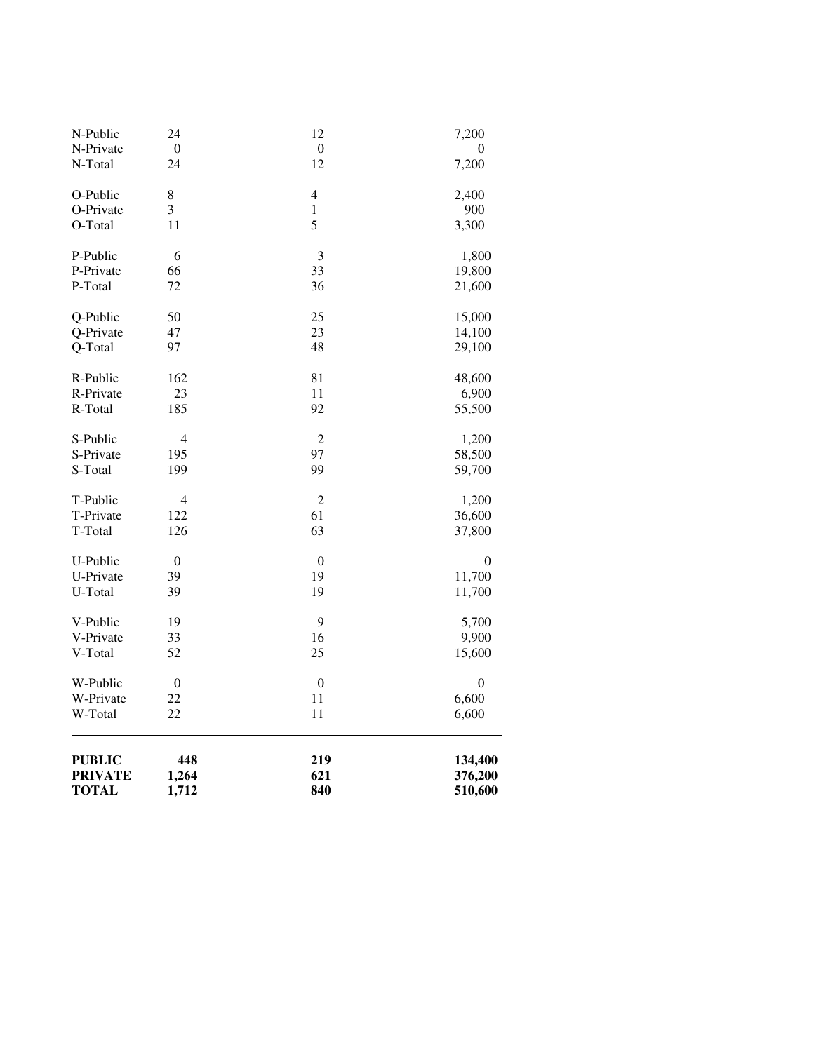| | | | |
|---|---|---|---|
| N-Public | 24 | 12 | 7,200 |
| N-Private | 0 | 0 | 0 |
| N-Total | 24 | 12 | 7,200 |
| O-Public | 8 | 4 | 2,400 |
| O-Private | 3 | 1 | 900 |
| O-Total | 11 | 5 | 3,300 |
| P-Public | 6 | 3 | 1,800 |
| P-Private | 66 | 33 | 19,800 |
| P-Total | 72 | 36 | 21,600 |
| Q-Public | 50 | 25 | 15,000 |
| Q-Private | 47 | 23 | 14,100 |
| Q-Total | 97 | 48 | 29,100 |
| R-Public | 162 | 81 | 48,600 |
| R-Private | 23 | 11 | 6,900 |
| R-Total | 185 | 92 | 55,500 |
| S-Public | 4 | 2 | 1,200 |
| S-Private | 195 | 97 | 58,500 |
| S-Total | 199 | 99 | 59,700 |
| T-Public | 4 | 2 | 1,200 |
| T-Private | 122 | 61 | 36,600 |
| T-Total | 126 | 63 | 37,800 |
| U-Public | 0 | 0 | 0 |
| U-Private | 39 | 19 | 11,700 |
| U-Total | 39 | 19 | 11,700 |
| V-Public | 19 | 9 | 5,700 |
| V-Private | 33 | 16 | 9,900 |
| V-Total | 52 | 25 | 15,600 |
| W-Public | 0 | 0 | 0 |
| W-Private | 22 | 11 | 6,600 |
| W-Total | 22 | 11 | 6,600 |
| **PUBLIC** | **448** | **219** | **134,400** |
| **PRIVATE** | **1,264** | **621** | **376,200** |
| **TOTAL** | **1,712** | **840** | **510,600** |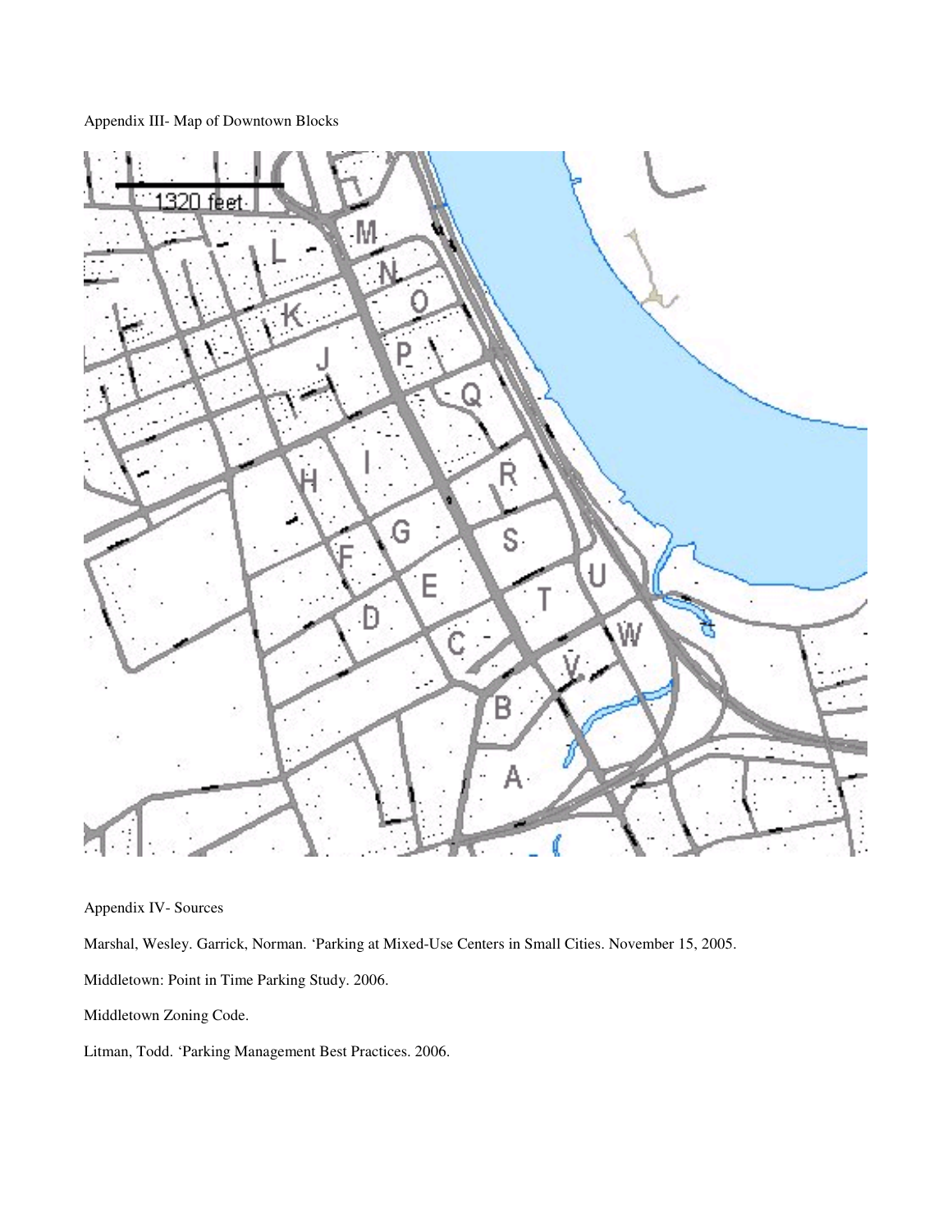Appendix III- Map of Downtown Blocks

1320 feet

L M N O K J P Q I H R G S F E U T D C W V B A

Appendix IV- Sources

Marshal, Wesley. Garrick, Norman. 'Parking at Mixed-Use Centers in Small Cities. November 15, 2005.

Middletown: Point in Time Parking Study. 2006.

Middletown Zoning Code.

Litman, Todd. 'Parking Management Best Practices. 2006.